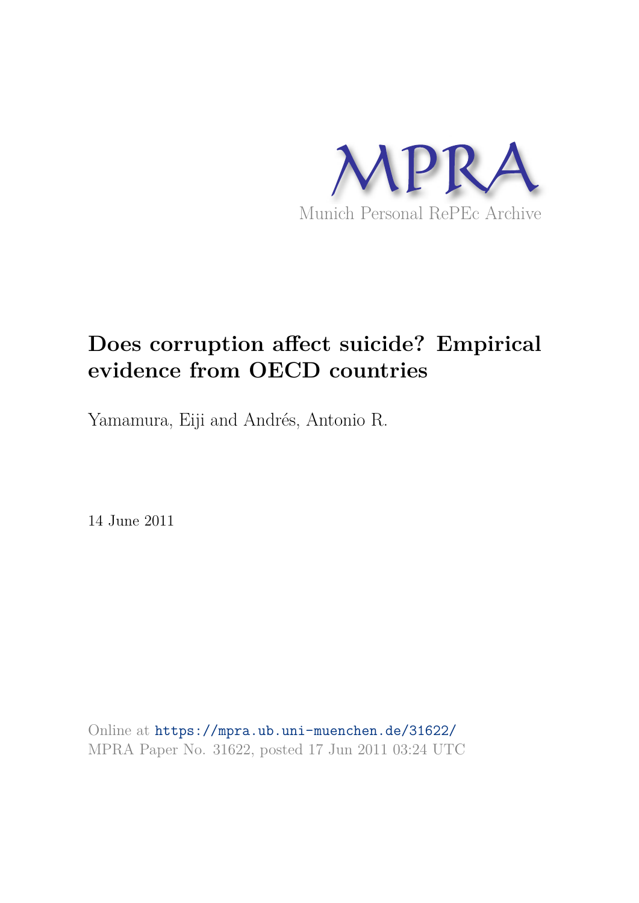MPRA

Munich Personal RePEc Archive

# Does corruption affect suicide? Empirical evidence from OECD countries

Yamamura, Eiji and Andrés, Antonio R.

14 June 2011

Online at https://mpra.ub.uni-muenchen.de/31622/
MPRA Paper No. 31622, posted 17 Jun 2011 03:24 UTC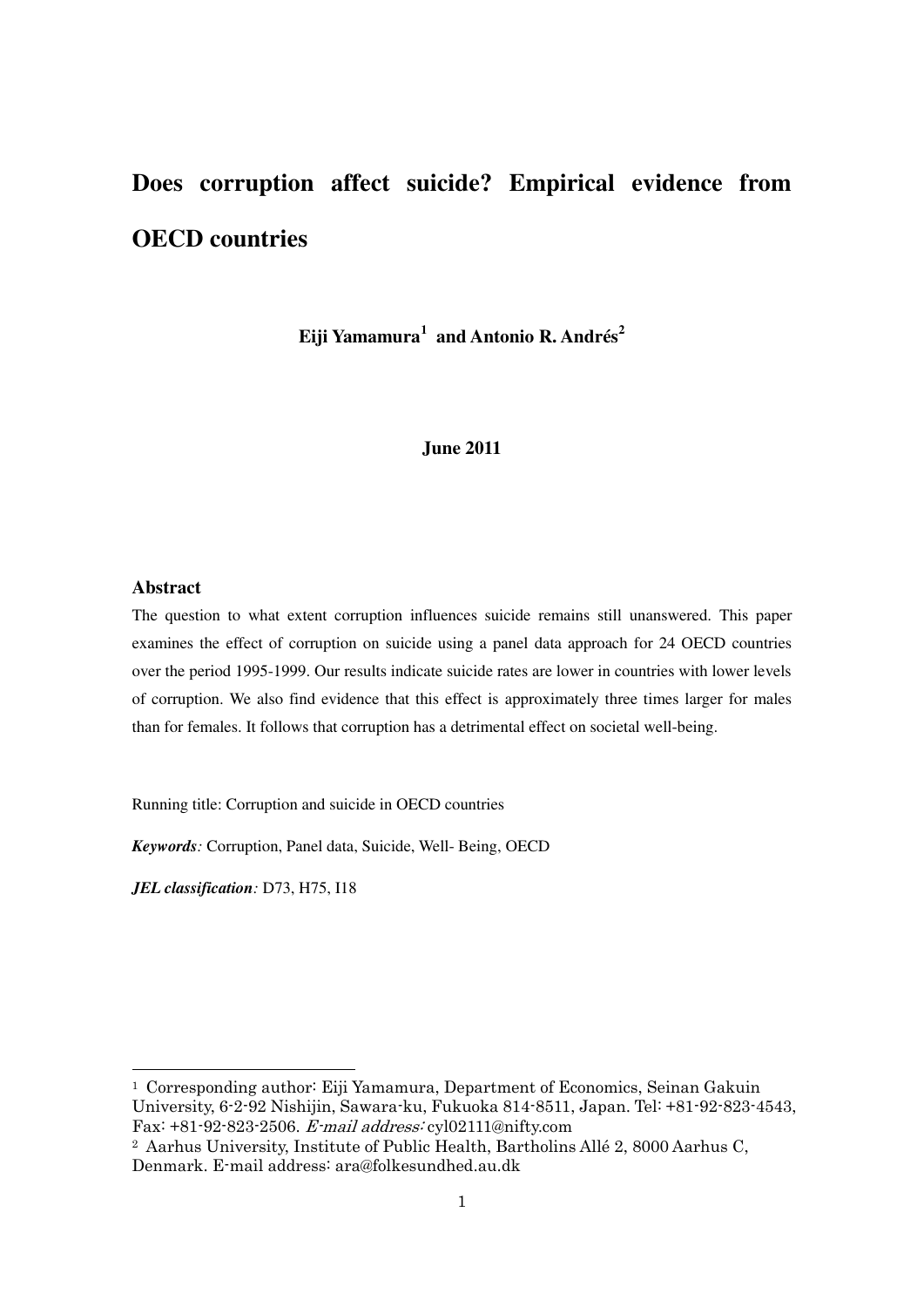# Does corruption affect suicide? Empirical evidence from OECD countries

**Eiji Yamamura[1] and Antonio R. Andrés[2]**

**June 2011**

### Abstract

The question to what extent corruption influences suicide remains still unanswered. This paper examines the effect of corruption on suicide using a panel data approach for 24 OECD countries over the period 1995-1999. Our results indicate suicide rates are lower in countries with lower levels of corruption. We also find evidence that this effect is approximately three times larger for males than for females. It follows that corruption has a detrimental effect on societal well-being.

Running title: Corruption and suicide in OECD countries

***Keywords**:* Corruption, Panel data, Suicide, Well- Being, OECD

***JEL classification**:* D73, H75, I18

---

[1] Corresponding author: Eiji Yamamura, Department of Economics, Seinan Gakuin University, 6-2-92 Nishijin, Sawara-ku, Fukuoka 814-8511, Japan. Tel: +81-92-823-4543, Fax: +81-92-823-2506. *E-mail address:* cyl02111@nifty.com

[2] Aarhus University, Institute of Public Health, Bartholins Allé 2, 8000 Aarhus C, Denmark. E-mail address: ara@folkesundhed.au.dk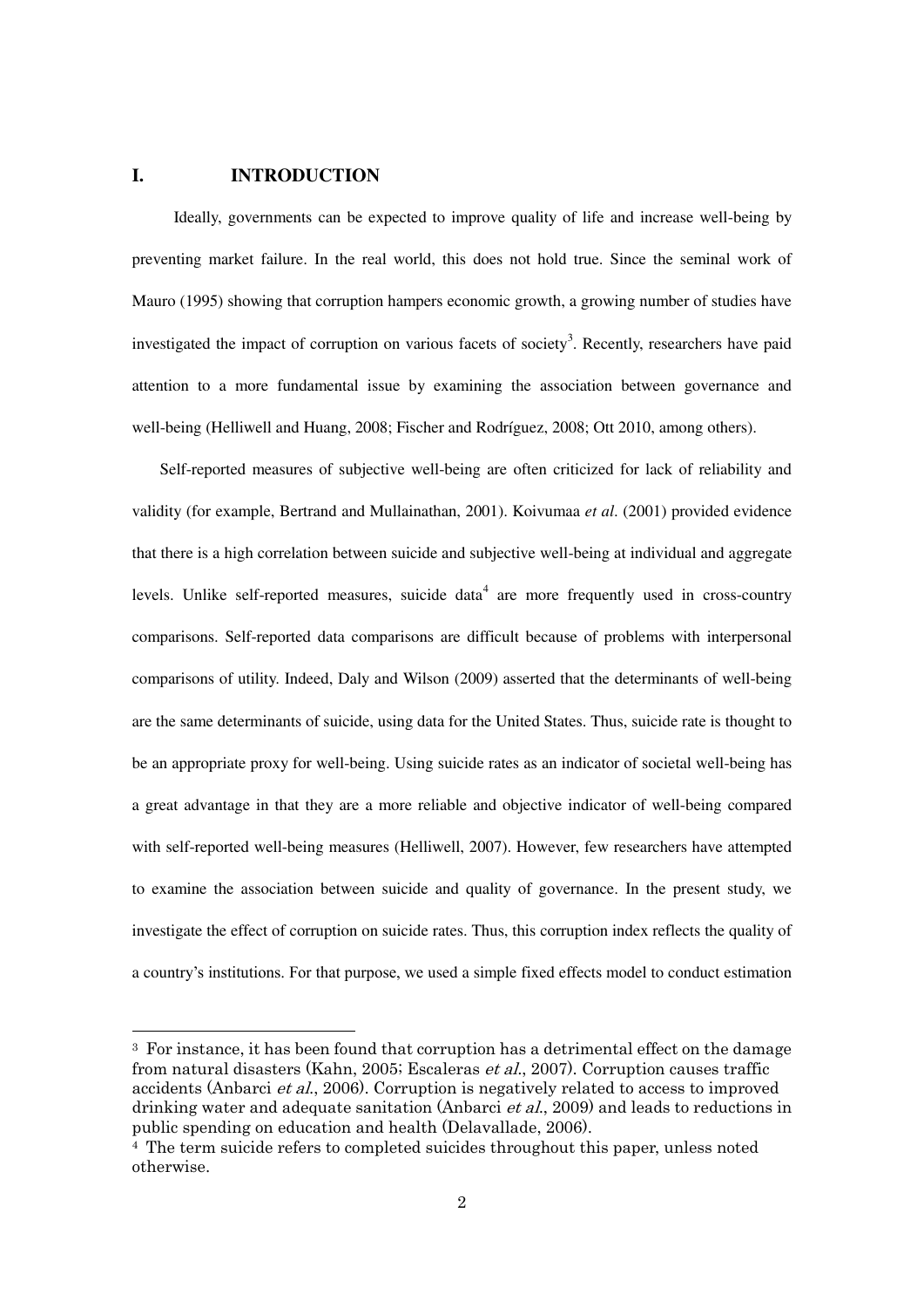## I. INTRODUCTION

Ideally, governments can be expected to improve quality of life and increase well-being by preventing market failure. In the real world, this does not hold true. Since the seminal work of Mauro (1995) showing that corruption hampers economic growth, a growing number of studies have investigated the impact of corruption on various facets of society[3]. Recently, researchers have paid attention to a more fundamental issue by examining the association between governance and well-being (Helliwell and Huang, 2008; Fischer and Rodríguez, 2008; Ott 2010, among others).

Self-reported measures of subjective well-being are often criticized for lack of reliability and validity (for example, Bertrand and Mullainathan, 2001). Koivumaa *et al*. (2001) provided evidence that there is a high correlation between suicide and subjective well-being at individual and aggregate levels. Unlike self-reported measures, suicide data[4] are more frequently used in cross-country comparisons. Self-reported data comparisons are difficult because of problems with interpersonal comparisons of utility. Indeed, Daly and Wilson (2009) asserted that the determinants of well-being are the same determinants of suicide, using data for the United States. Thus, suicide rate is thought to be an appropriate proxy for well-being. Using suicide rates as an indicator of societal well-being has a great advantage in that they are a more reliable and objective indicator of well-being compared with self-reported well-being measures (Helliwell, 2007). However, few researchers have attempted to examine the association between suicide and quality of governance. In the present study, we investigate the effect of corruption on suicide rates. Thus, this corruption index reflects the quality of a country's institutions. For that purpose, we used a simple fixed effects model to conduct estimation

---

[3] For instance, it has been found that corruption has a detrimental effect on the damage from natural disasters (Kahn, 2005; Escaleras *et al.*, 2007). Corruption causes traffic accidents (Anbarci *et al.*, 2006). Corruption is negatively related to access to improved drinking water and adequate sanitation (Anbarci *et al.*, 2009) and leads to reductions in public spending on education and health (Delavallade, 2006).

[4] The term suicide refers to completed suicides throughout this paper, unless noted otherwise.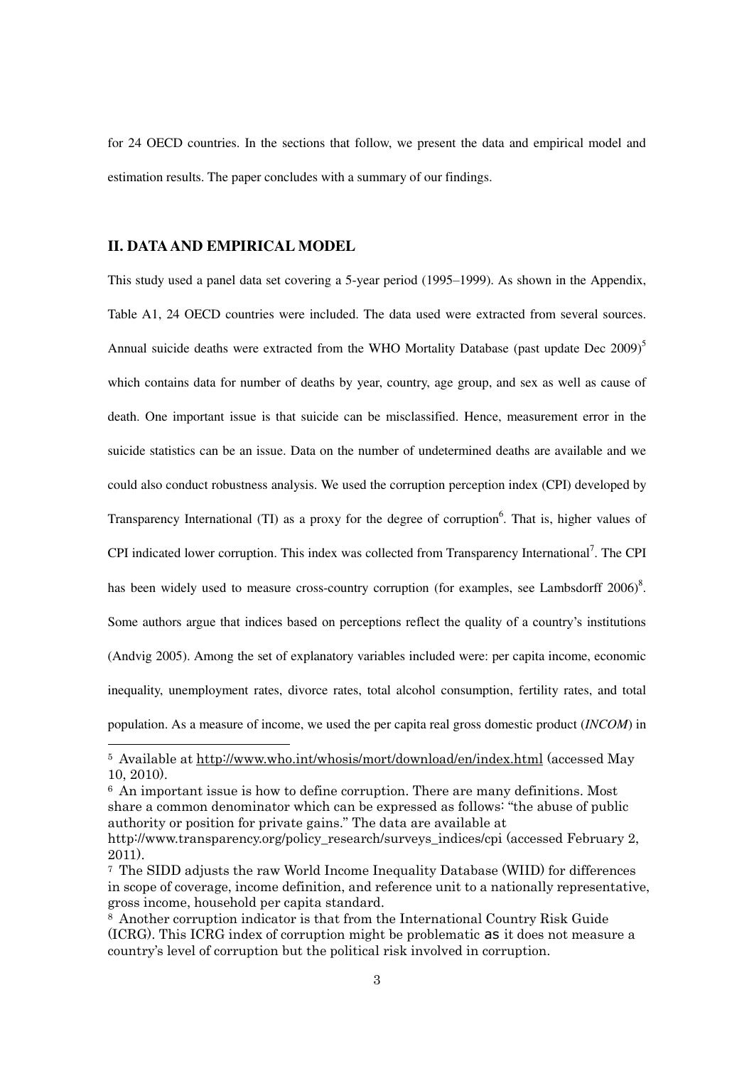for 24 OECD countries. In the sections that follow, we present the data and empirical model and estimation results. The paper concludes with a summary of our findings.

## II. DATA AND EMPIRICAL MODEL

This study used a panel data set covering a 5-year period (1995–1999). As shown in the Appendix, Table A1, 24 OECD countries were included. The data used were extracted from several sources. Annual suicide deaths were extracted from the WHO Mortality Database (past update Dec 2009)[5] which contains data for number of deaths by year, country, age group, and sex as well as cause of death. One important issue is that suicide can be misclassified. Hence, measurement error in the suicide statistics can be an issue. Data on the number of undetermined deaths are available and we could also conduct robustness analysis. We used the corruption perception index (CPI) developed by Transparency International (TI) as a proxy for the degree of corruption[6]. That is, higher values of CPI indicated lower corruption. This index was collected from Transparency International[7]. The CPI has been widely used to measure cross-country corruption (for examples, see Lambsdorff 2006)[8]. Some authors argue that indices based on perceptions reflect the quality of a country's institutions (Andvig 2005). Among the set of explanatory variables included were: per capita income, economic inequality, unemployment rates, divorce rates, total alcohol consumption, fertility rates, and total population. As a measure of income, we used the per capita real gross domestic product (*INCOM*) in

---

[5] Available at http://www.who.int/whosis/mort/download/en/index.html (accessed May 10, 2010).

[6] An important issue is how to define corruption. There are many definitions. Most share a common denominator which can be expressed as follows: "the abuse of public authority or position for private gains." The data are available at http://www.transparency.org/policy_research/surveys_indices/cpi (accessed February 2, 2011).

[7] The SIDD adjusts the raw World Income Inequality Database (WIID) for differences in scope of coverage, income definition, and reference unit to a nationally representative, gross income, household per capita standard.

[8] Another corruption indicator is that from the International Country Risk Guide (ICRG). This ICRG index of corruption might be problematic as it does not measure a country's level of corruption but the political risk involved in corruption.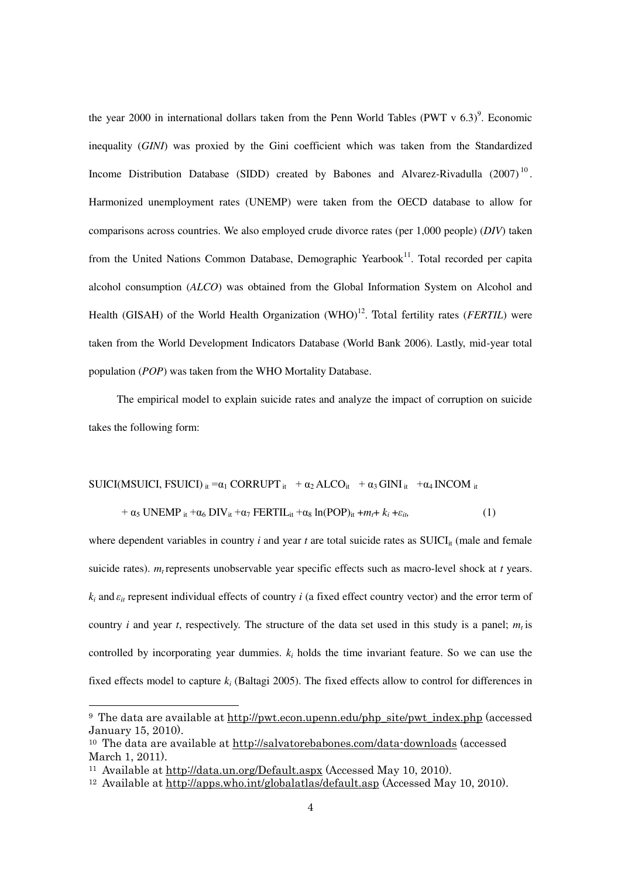the year 2000 in international dollars taken from the Penn World Tables (PWT v 6.3)[9]. Economic inequality (*GINI*) was proxied by the Gini coefficient which was taken from the Standardized Income Distribution Database (SIDD) created by Babones and Alvarez-Rivadulla (2007)[10]. Harmonized unemployment rates (UNEMP) were taken from the OECD database to allow for comparisons across countries. We also employed crude divorce rates (per 1,000 people) (*DIV*) taken from the United Nations Common Database, Demographic Yearbook[11]. Total recorded per capita alcohol consumption (*ALCO*) was obtained from the Global Information System on Alcohol and Health (GISAH) of the World Health Organization (WHO)[12]. Total fertility rates (*FERTIL*) were taken from the World Development Indicators Database (World Bank 2006). Lastly, mid-year total population (*POP*) was taken from the WHO Mortality Database.

The empirical model to explain suicide rates and analyze the impact of corruption on suicide takes the following form:

$$\text{SUICI(MSUICI, FSUICI)}_{it} = \alpha_1 \text{CORRUPT}_{it} + \alpha_2 \text{ALCO}_{it} + \alpha_3 \text{GINI}_{it} + \alpha_4 \text{INCOM}_{it} + \alpha_5 \text{UNEMP}_{it} + \alpha_6 \text{DIV}_{it} + \alpha_7 \text{FERTIL}_{it} + \alpha_8 \ln(\text{POP})_{it} + m_t + k_i + \varepsilon_{it}, \quad (1)$$

where dependent variables in country $i$ and year $t$ are total suicide rates as $\text{SUICI}_{it}$ (male and female suicide rates). $m_t$ represents unobservable year specific effects such as macro-level shock at $t$ years. $k_i$ and $\varepsilon_{it}$ represent individual effects of country $i$ (a fixed effect country vector) and the error term of country $i$ and year $t$, respectively. The structure of the data set used in this study is a panel; $m_t$ is controlled by incorporating year dummies. $k_i$ holds the time invariant feature. So we can use the fixed effects model to capture $k_i$ (Baltagi 2005). The fixed effects allow to control for differences in

---

9 The data are available at http://pwt.econ.upenn.edu/php_site/pwt_index.php (accessed January 15, 2010).

10 The data are available at http://salvatorebabones.com/data-downloads (accessed March 1, 2011).

11 Available at http://data.un.org/Default.aspx (Accessed May 10, 2010).

12 Available at http://apps.who.int/globalatlas/default.asp (Accessed May 10, 2010).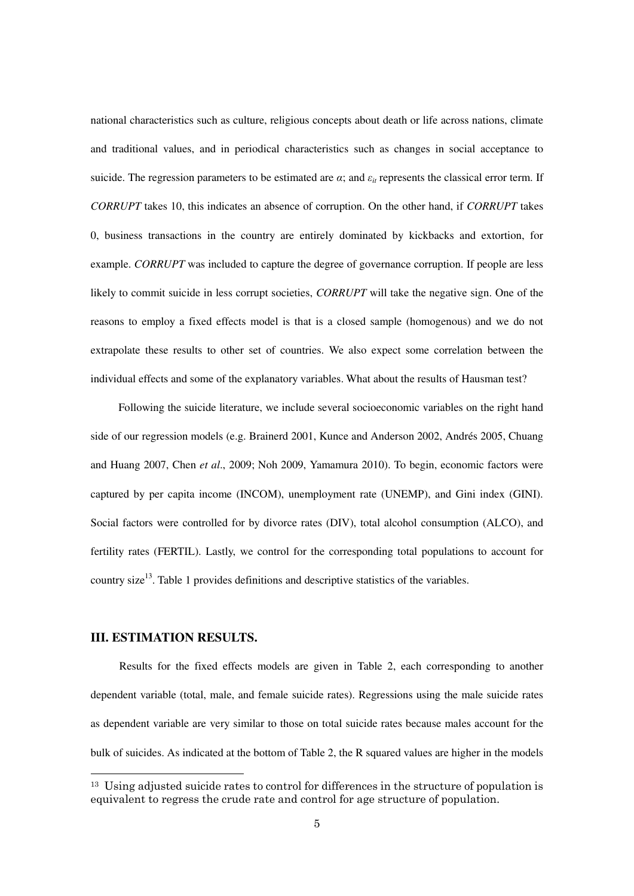national characteristics such as culture, religious concepts about death or life across nations, climate and traditional values, and in periodical characteristics such as changes in social acceptance to suicide. The regression parameters to be estimated are $\alpha$; and $\varepsilon_{it}$ represents the classical error term. If *CORRUPT* takes 10, this indicates an absence of corruption. On the other hand, if *CORRUPT* takes 0, business transactions in the country are entirely dominated by kickbacks and extortion, for example. *CORRUPT* was included to capture the degree of governance corruption. If people are less likely to commit suicide in less corrupt societies, *CORRUPT* will take the negative sign. One of the reasons to employ a fixed effects model is that is a closed sample (homogenous) and we do not extrapolate these results to other set of countries. We also expect some correlation between the individual effects and some of the explanatory variables. What about the results of Hausman test?

Following the suicide literature, we include several socioeconomic variables on the right hand side of our regression models (e.g. Brainerd 2001, Kunce and Anderson 2002, Andrés 2005, Chuang and Huang 2007, Chen *et al*., 2009; Noh 2009, Yamamura 2010). To begin, economic factors were captured by per capita income (INCOM), unemployment rate (UNEMP), and Gini index (GINI). Social factors were controlled for by divorce rates (DIV), total alcohol consumption (ALCO), and fertility rates (FERTIL). Lastly, we control for the corresponding total populations to account for country size[13]. Table 1 provides definitions and descriptive statistics of the variables.

## III. ESTIMATION RESULTS.

Results for the fixed effects models are given in Table 2, each corresponding to another dependent variable (total, male, and female suicide rates). Regressions using the male suicide rates as dependent variable are very similar to those on total suicide rates because males account for the bulk of suicides. As indicated at the bottom of Table 2, the R squared values are higher in the models

---

[13] Using adjusted suicide rates to control for differences in the structure of population is equivalent to regress the crude rate and control for age structure of population.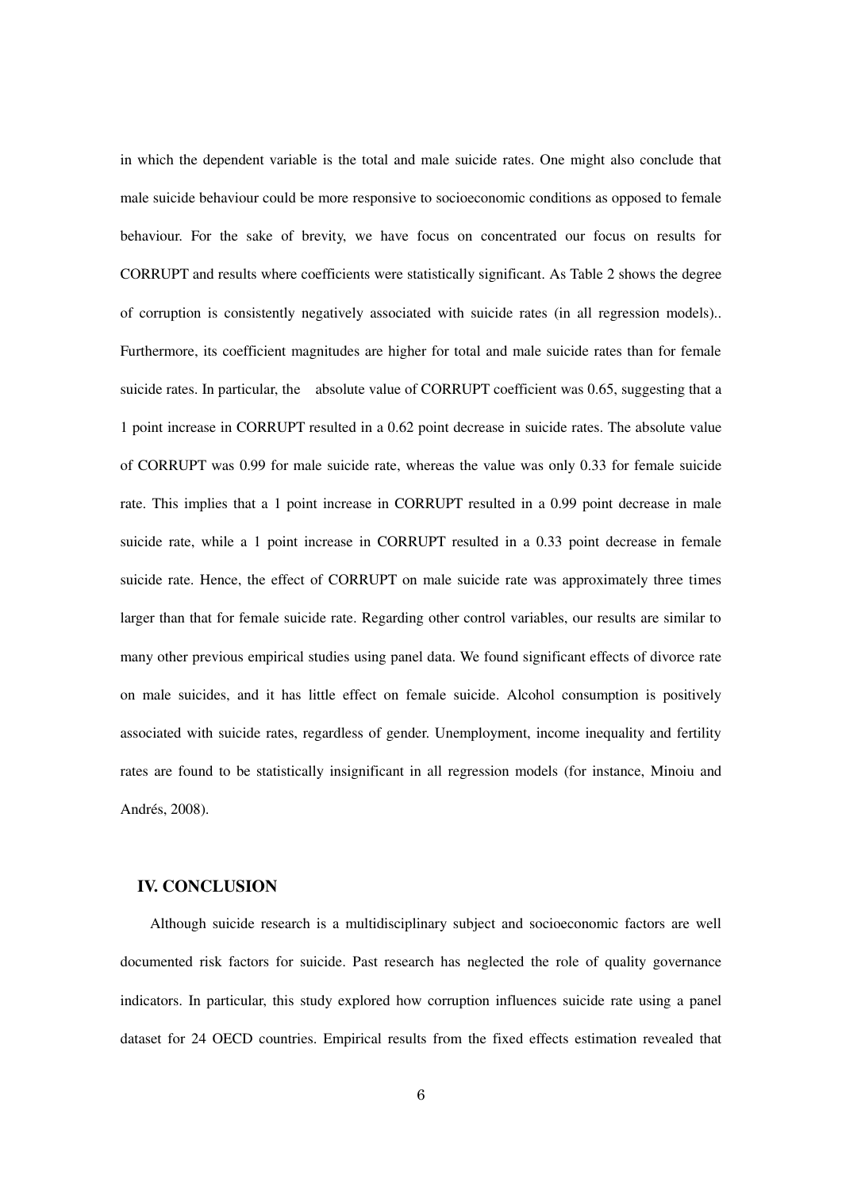in which the dependent variable is the total and male suicide rates. One might also conclude that male suicide behaviour could be more responsive to socioeconomic conditions as opposed to female behaviour. For the sake of brevity, we have focus on concentrated our focus on results for CORRUPT and results where coefficients were statistically significant. As Table 2 shows the degree of corruption is consistently negatively associated with suicide rates (in all regression models).. Furthermore, its coefficient magnitudes are higher for total and male suicide rates than for female suicide rates. In particular, the absolute value of CORRUPT coefficient was 0.65, suggesting that a 1 point increase in CORRUPT resulted in a 0.62 point decrease in suicide rates. The absolute value of CORRUPT was 0.99 for male suicide rate, whereas the value was only 0.33 for female suicide rate. This implies that a 1 point increase in CORRUPT resulted in a 0.99 point decrease in male suicide rate, while a 1 point increase in CORRUPT resulted in a 0.33 point decrease in female suicide rate. Hence, the effect of CORRUPT on male suicide rate was approximately three times larger than that for female suicide rate. Regarding other control variables, our results are similar to many other previous empirical studies using panel data. We found significant effects of divorce rate on male suicides, and it has little effect on female suicide. Alcohol consumption is positively associated with suicide rates, regardless of gender. Unemployment, income inequality and fertility rates are found to be statistically insignificant in all regression models (for instance, Minoiu and Andrés, 2008).

## IV. CONCLUSION

Although suicide research is a multidisciplinary subject and socioeconomic factors are well documented risk factors for suicide. Past research has neglected the role of quality governance indicators. In particular, this study explored how corruption influences suicide rate using a panel dataset for 24 OECD countries. Empirical results from the fixed effects estimation revealed that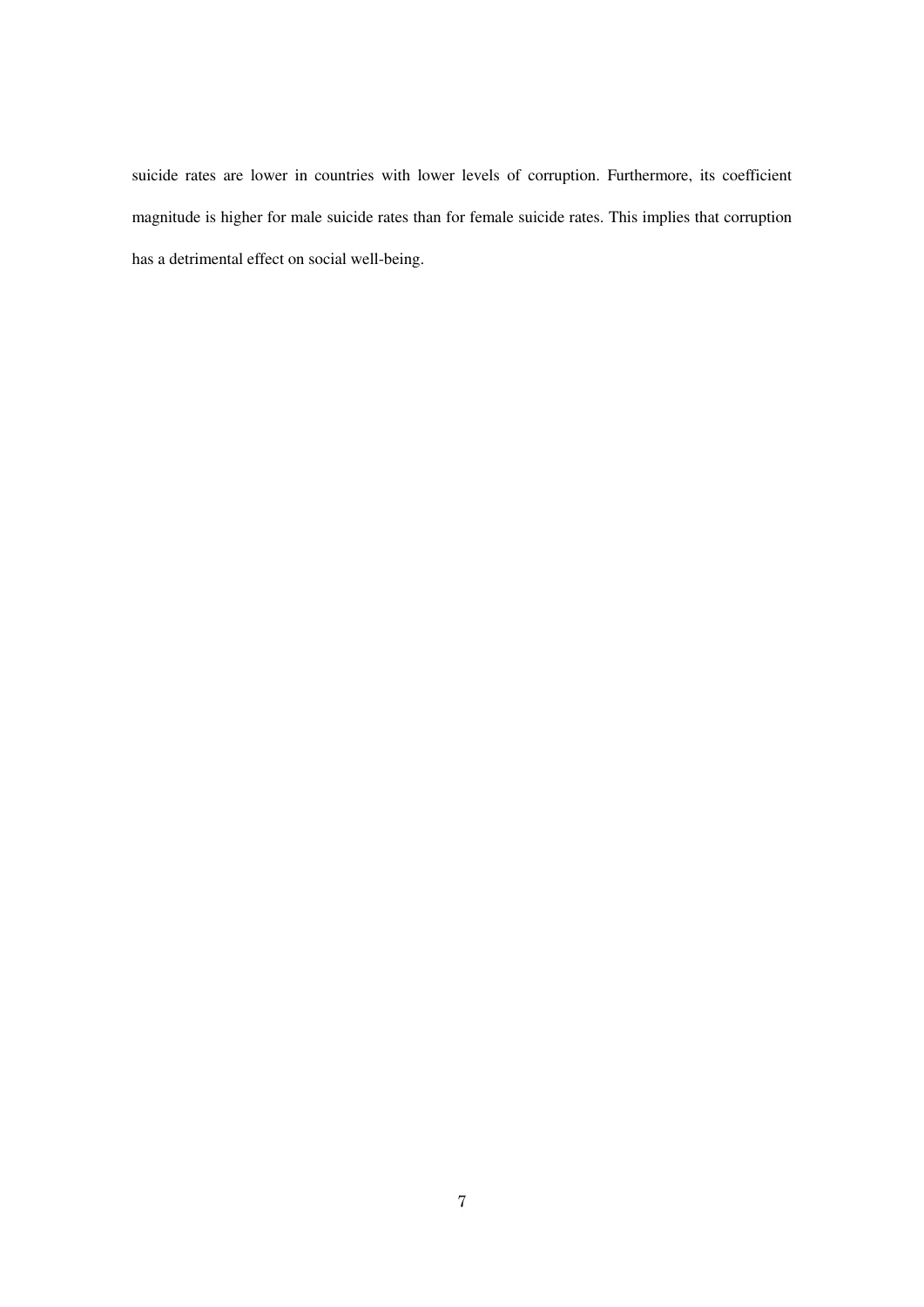suicide rates are lower in countries with lower levels of corruption. Furthermore, its coefficient magnitude is higher for male suicide rates than for female suicide rates. This implies that corruption has a detrimental effect on social well-being.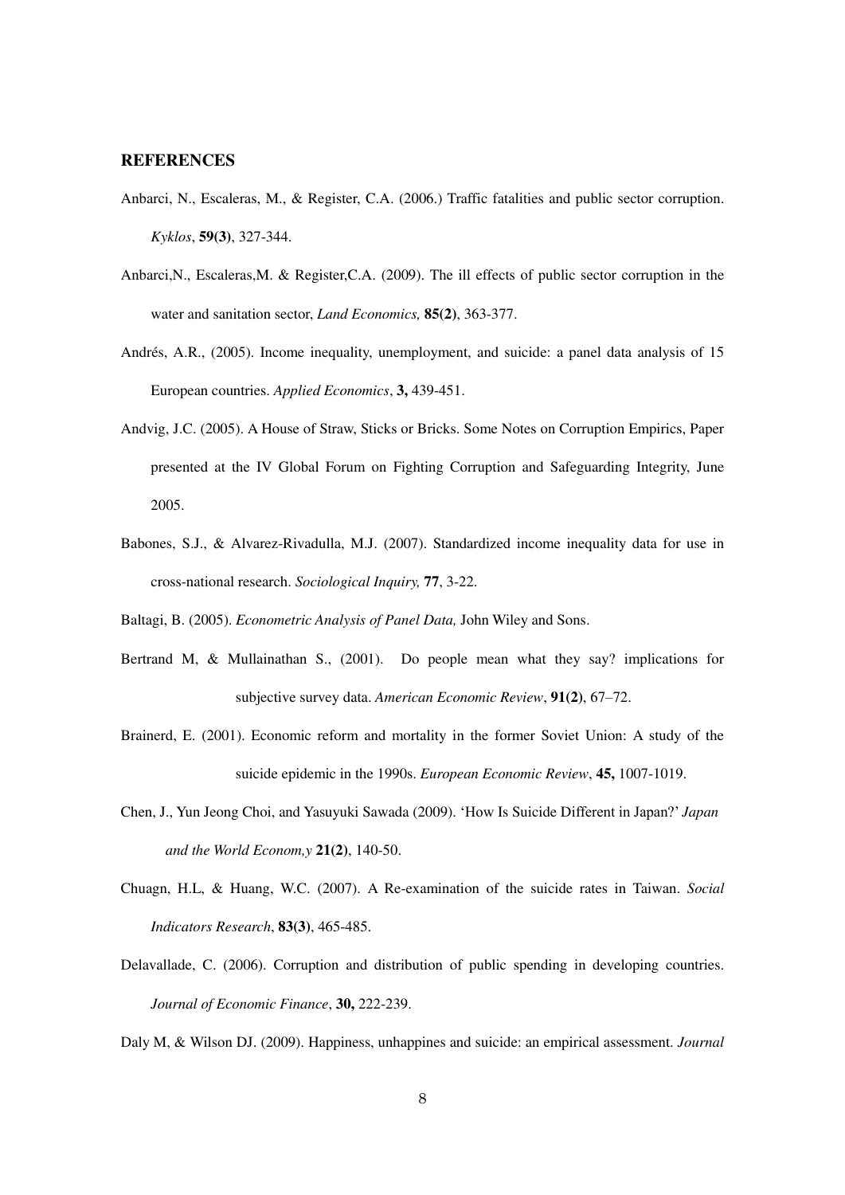## REFERENCES

Anbarci, N., Escaleras, M., & Register, C.A. (2006.) Traffic fatalities and public sector corruption. *Kyklos*, **59(3)**, 327-344.

Anbarci,N., Escaleras,M. & Register,C.A. (2009). The ill effects of public sector corruption in the water and sanitation sector, *Land Economics,* **85(2)**, 363-377.

Andrés, A.R., (2005). Income inequality, unemployment, and suicide: a panel data analysis of 15 European countries. *Applied Economics*, **3,** 439-451.

Andvig, J.C. (2005). A House of Straw, Sticks or Bricks. Some Notes on Corruption Empirics, Paper presented at the IV Global Forum on Fighting Corruption and Safeguarding Integrity, June 2005.

Babones, S.J., & Alvarez-Rivadulla, M.J. (2007). Standardized income inequality data for use in cross-national research. *Sociological Inquiry,* **77**, 3-22.

Baltagi, B. (2005). *Econometric Analysis of Panel Data,* John Wiley and Sons.

Bertrand M, & Mullainathan S., (2001). Do people mean what they say? implications for subjective survey data. *American Economic Review*, **91(2)**, 67–72.

Brainerd, E. (2001). Economic reform and mortality in the former Soviet Union: A study of the suicide epidemic in the 1990s. *European Economic Review*, **45,** 1007-1019.

Chen, J., Yun Jeong Choi, and Yasuyuki Sawada (2009). 'How Is Suicide Different in Japan?' *Japan and the World Econom,y* **21(2)**, 140-50.

Chuagn, H.L, & Huang, W.C. (2007). A Re-examination of the suicide rates in Taiwan. *Social Indicators Research*, **83(3)**, 465-485.

Delavallade, C. (2006). Corruption and distribution of public spending in developing countries. *Journal of Economic Finance*, **30,** 222-239.

Daly M, & Wilson DJ. (2009). Happiness, unhappines and suicide: an empirical assessment. *Journal*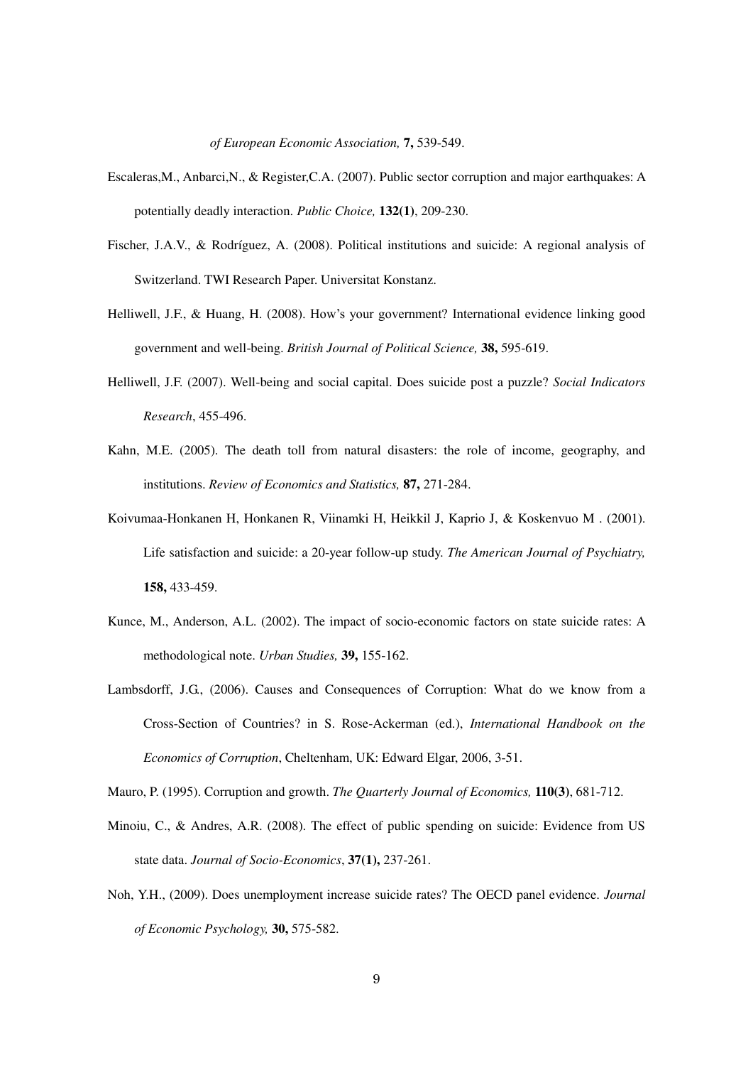*of European Economic Association,* **7,** 539-549.

Escaleras,M., Anbarci,N., & Register,C.A. (2007). Public sector corruption and major earthquakes: A potentially deadly interaction. *Public Choice,* **132(1)**, 209-230.

Fischer, J.A.V., & Rodríguez, A. (2008). Political institutions and suicide: A regional analysis of Switzerland. TWI Research Paper. Universitat Konstanz.

Helliwell, J.F., & Huang, H. (2008). How's your government? International evidence linking good government and well-being. *British Journal of Political Science,* **38,** 595-619.

Helliwell, J.F. (2007). Well-being and social capital. Does suicide post a puzzle? *Social Indicators Research*, 455-496.

Kahn, M.E. (2005). The death toll from natural disasters: the role of income, geography, and institutions. *Review of Economics and Statistics,* **87,** 271-284.

Koivumaa-Honkanen H, Honkanen R, Viinamki H, Heikkil J, Kaprio J, & Koskenvuo M . (2001). Life satisfaction and suicide: a 20-year follow-up study. *The American Journal of Psychiatry,* **158,** 433-459.

Kunce, M., Anderson, A.L. (2002). The impact of socio-economic factors on state suicide rates: A methodological note. *Urban Studies,* **39,** 155-162.

Lambsdorff, J.G., (2006). Causes and Consequences of Corruption: What do we know from a Cross-Section of Countries? in S. Rose-Ackerman (ed.), *International Handbook on the Economics of Corruption*, Cheltenham, UK: Edward Elgar, 2006, 3-51.

Mauro, P. (1995). Corruption and growth. *The Quarterly Journal of Economics,* **110(3)**, 681-712.

Minoiu, C., & Andres, A.R. (2008). The effect of public spending on suicide: Evidence from US state data. *Journal of Socio-Economics*, **37(1),** 237-261.

Noh, Y.H., (2009). Does unemployment increase suicide rates? The OECD panel evidence. *Journal of Economic Psychology,* **30,** 575-582.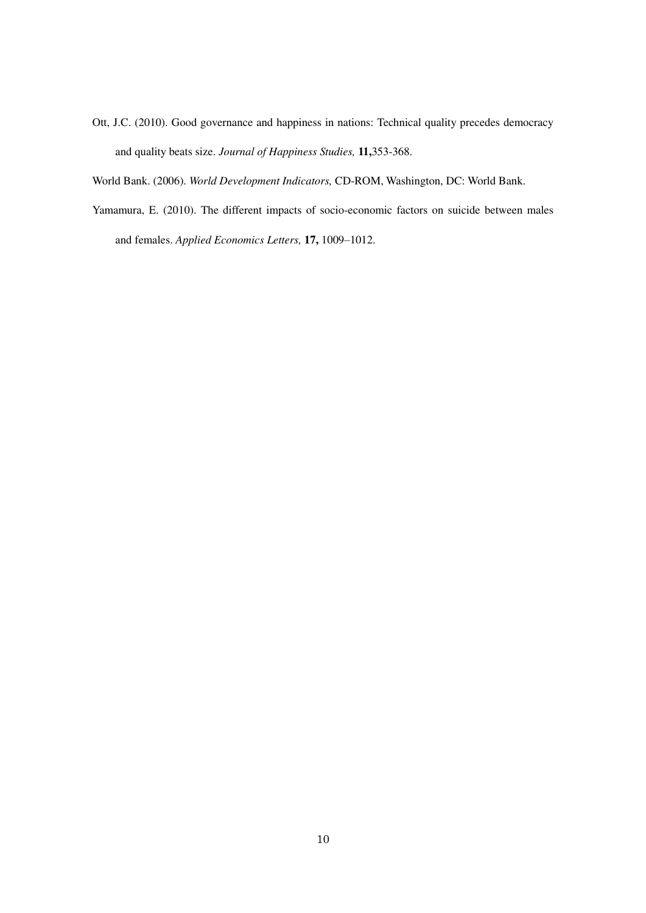Ott, J.C. (2010). Good governance and happiness in nations: Technical quality precedes democracy and quality beats size. *Journal of Happiness Studies,* **11,**353-368.

World Bank. (2006). *World Development Indicators,* CD-ROM, Washington, DC: World Bank.

Yamamura, E. (2010). The different impacts of socio-economic factors on suicide between males and females. *Applied Economics Letters,* **17,** 1009–1012.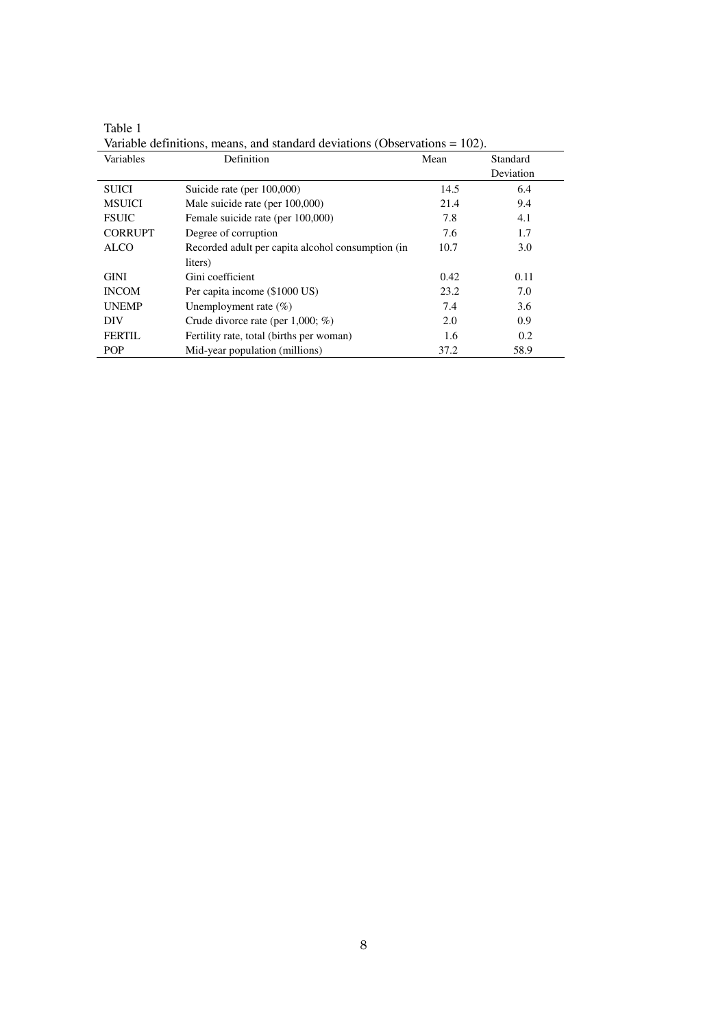Table 1

Variable definitions, means, and standard deviations (Observations = 102).

| Variables | Definition | Mean | Standard Deviation |
|---|---|---|---|
| SUICI | Suicide rate (per 100,000) | 14.5 | 6.4 |
| MSUICI | Male suicide rate (per 100,000) | 21.4 | 9.4 |
| FSUIC | Female suicide rate (per 100,000) | 7.8 | 4.1 |
| CORRUPT | Degree of corruption | 7.6 | 1.7 |
| ALCO | Recorded adult per capita alcohol consumption (in liters) | 10.7 | 3.0 |
| GINI | Gini coefficient | 0.42 | 0.11 |
| INCOM | Per capita income ($1000 US) | 23.2 | 7.0 |
| UNEMP | Unemployment rate (%) | 7.4 | 3.6 |
| DIV | Crude divorce rate (per 1,000; %) | 2.0 | 0.9 |
| FERTIL | Fertility rate, total (births per woman) | 1.6 | 0.2 |
| POP | Mid-year population (millions) | 37.2 | 58.9 |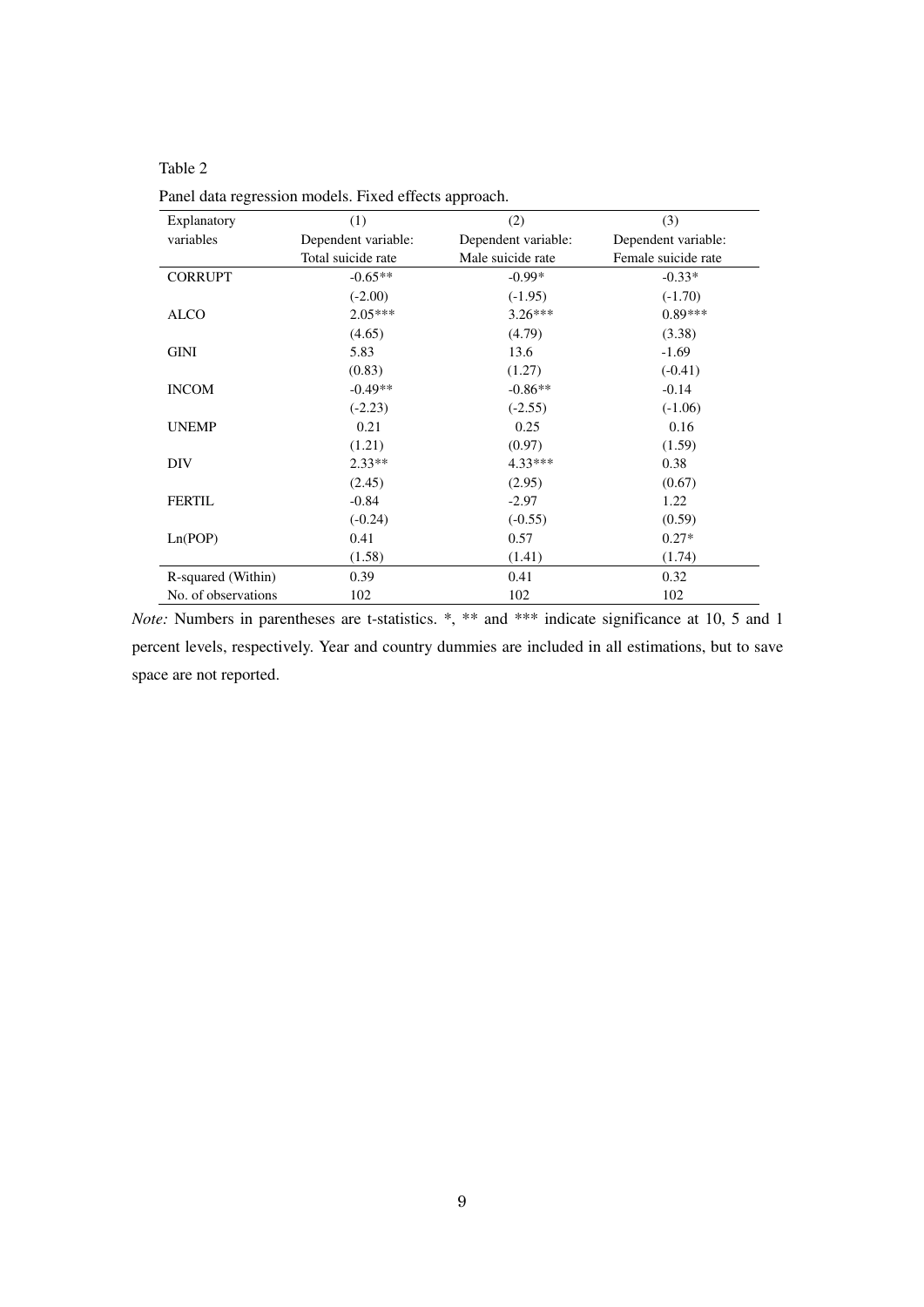Table 2

Panel data regression models. Fixed effects approach.

| Explanatory variables | (1) Dependent variable: Total suicide rate | (2) Dependent variable: Male suicide rate | (3) Dependent variable: Female suicide rate |
|---|---|---|---|
| CORRUPT | -0.65** | -0.99* | -0.33* |
| | (-2.00) | (-1.95) | (-1.70) |
| ALCO | 2.05*** | 3.26*** | 0.89*** |
| | (4.65) | (4.79) | (3.38) |
| GINI | 5.83 | 13.6 | -1.69 |
| | (0.83) | (1.27) | (-0.41) |
| INCOM | -0.49** | -0.86** | -0.14 |
| | (-2.23) | (-2.55) | (-1.06) |
| UNEMP | 0.21 | 0.25 | 0.16 |
| | (1.21) | (0.97) | (1.59) |
| DIV | 2.33** | 4.33*** | 0.38 |
| | (2.45) | (2.95) | (0.67) |
| FERTIL | -0.84 | -2.97 | 1.22 |
| | (-0.24) | (-0.55) | (0.59) |
| Ln(POP) | 0.41 | 0.57 | 0.27* |
| | (1.58) | (1.41) | (1.74) |
| R-squared (Within) | 0.39 | 0.41 | 0.32 |
| No. of observations | 102 | 102 | 102 |

*Note:* Numbers in parentheses are t-statistics. *, ** and *** indicate significance at 10, 5 and 1 percent levels, respectively. Year and country dummies are included in all estimations, but to save space are not reported.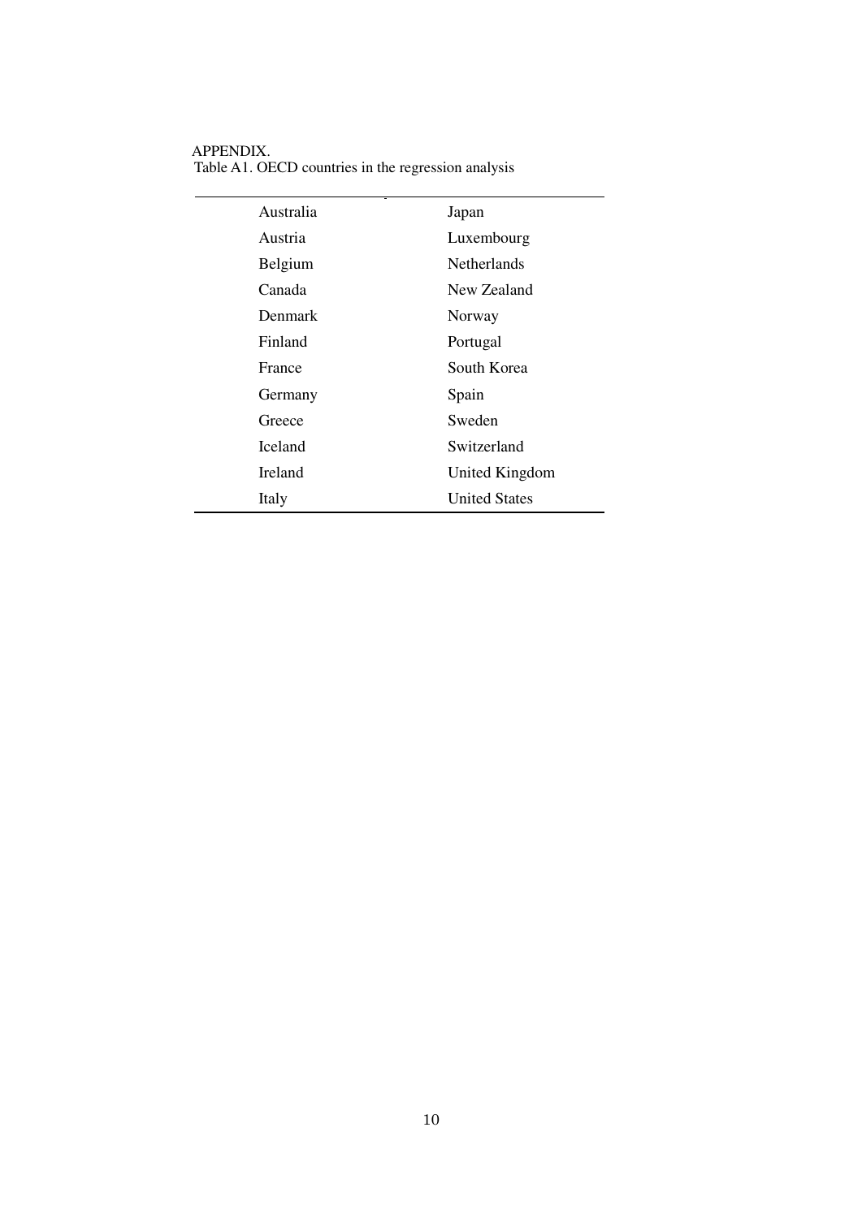APPENDIX.

Table A1. OECD countries in the regression analysis

| | |
|---|---|
| Australia | Japan |
| Austria | Luxembourg |
| Belgium | Netherlands |
| Canada | New Zealand |
| Denmark | Norway |
| Finland | Portugal |
| France | South Korea |
| Germany | Spain |
| Greece | Sweden |
| Iceland | Switzerland |
| Ireland | United Kingdom |
| Italy | United States |